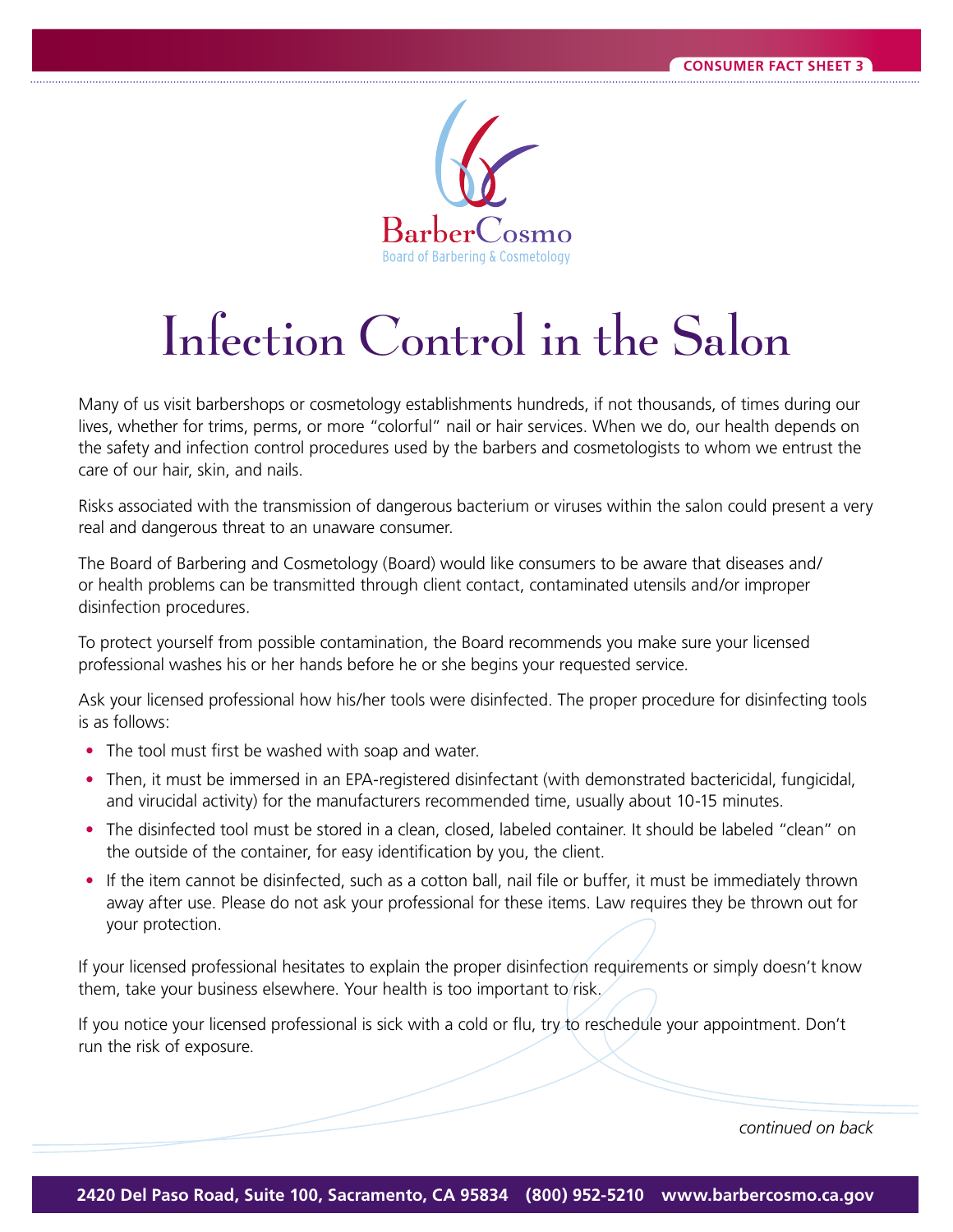CONSUMER FACT SHEET 3

BarberCosmo
Board of Barbering & Cosmetology

# Infection Control in the Salon

Many of us visit barbershops or cosmetology establishments hundreds, if not thousands, of times during our lives, whether for trims, perms, or more "colorful" nail or hair services. When we do, our health depends on the safety and infection control procedures used by the barbers and cosmetologists to whom we entrust the care of our hair, skin, and nails.

Risks associated with the transmission of dangerous bacterium or viruses within the salon could present a very real and dangerous threat to an unaware consumer.

The Board of Barbering and Cosmetology (Board) would like consumers to be aware that diseases and/or health problems can be transmitted through client contact, contaminated utensils and/or improper disinfection procedures.

To protect yourself from possible contamination, the Board recommends you make sure your licensed professional washes his or her hands before he or she begins your requested service.

Ask your licensed professional how his/her tools were disinfected. The proper procedure for disinfecting tools is as follows:

- The tool must first be washed with soap and water.
- Then, it must be immersed in an EPA-registered disinfectant (with demonstrated bactericidal, fungicidal, and virucidal activity) for the manufacturers recommended time, usually about 10-15 minutes.
- The disinfected tool must be stored in a clean, closed, labeled container. It should be labeled "clean" on the outside of the container, for easy identification by you, the client.
- If the item cannot be disinfected, such as a cotton ball, nail file or buffer, it must be immediately thrown away after use. Please do not ask your professional for these items. Law requires they be thrown out for your protection.

If your licensed professional hesitates to explain the proper disinfection requirements or simply doesn't know them, take your business elsewhere. Your health is too important to risk.

If you notice your licensed professional is sick with a cold or flu, try to reschedule your appointment. Don't run the risk of exposure.

*continued on back*

**2420 Del Paso Road, Suite 100, Sacramento, CA 95834 (800) 952-5210 www.barbercosmo.ca.gov**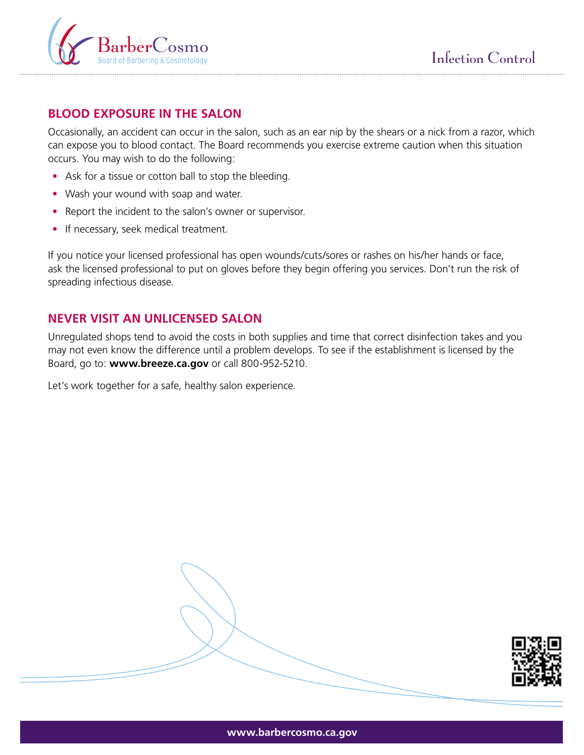## BLOOD EXPOSURE IN THE SALON

Occasionally, an accident can occur in the salon, such as an ear nip by the shears or a nick from a razor, which can expose you to blood contact. The Board recommends you exercise extreme caution when this situation occurs. You may wish to do the following:

- Ask for a tissue or cotton ball to stop the bleeding.
- Wash your wound with soap and water.
- Report the incident to the salon's owner or supervisor.
- If necessary, seek medical treatment.

If you notice your licensed professional has open wounds/cuts/sores or rashes on his/her hands or face, ask the licensed professional to put on gloves before they begin offering you services. Don't run the risk of spreading infectious disease.

## NEVER VISIT AN UNLICENSED SALON

Unregulated shops tend to avoid the costs in both supplies and time that correct disinfection takes and you may not even know the difference until a problem develops. To see if the establishment is licensed by the Board, go to: **www.breeze.ca.gov** or call 800-952-5210.

Let's work together for a safe, healthy salon experience.